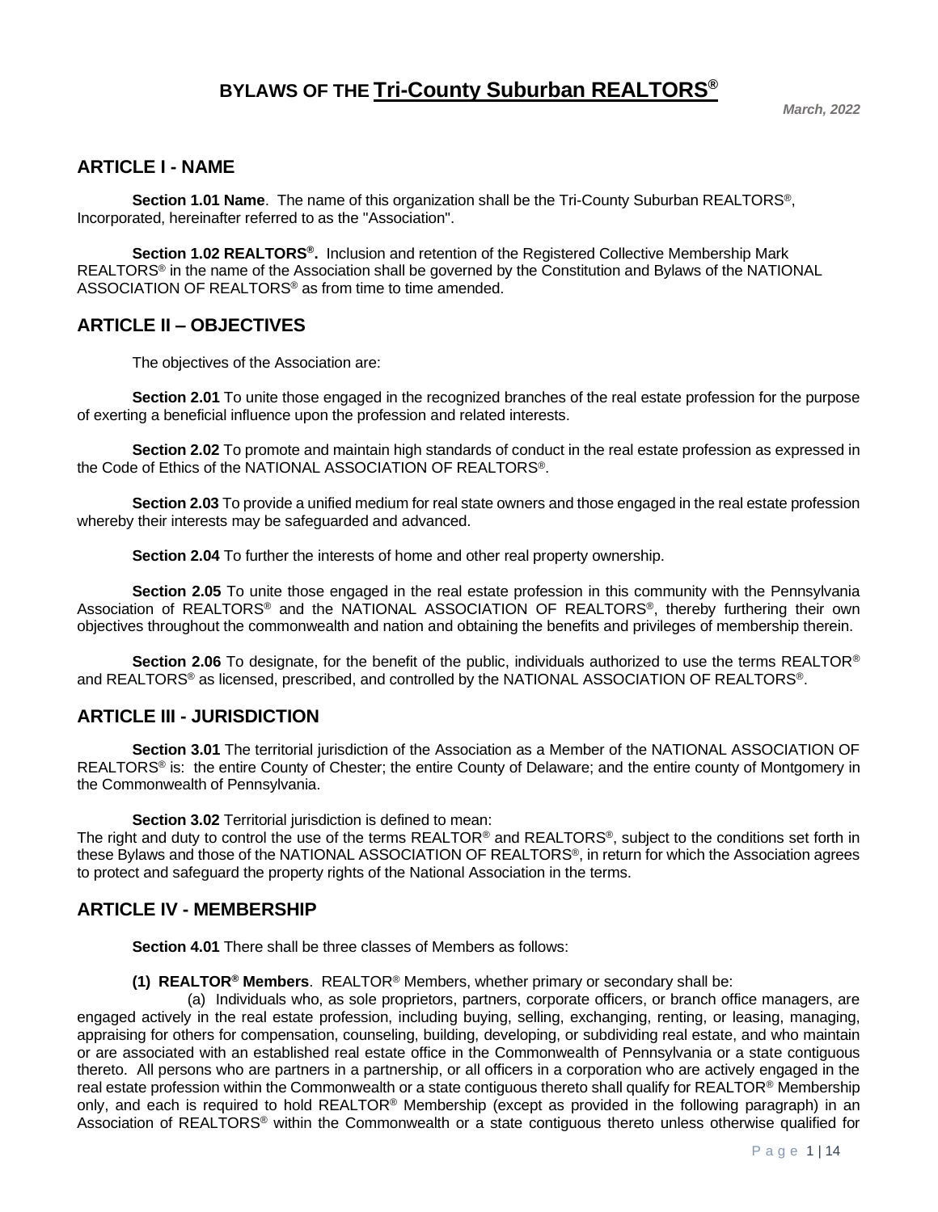# BYLAWS OF THE Tri-County Suburban REALTORS®

*March, 2022*

## ARTICLE I - NAME

**Section 1.01 Name**. The name of this organization shall be the Tri-County Suburban REALTORS®, Incorporated, hereinafter referred to as the "Association".

**Section 1.02 REALTORS®.** Inclusion and retention of the Registered Collective Membership Mark REALTORS® in the name of the Association shall be governed by the Constitution and Bylaws of the NATIONAL ASSOCIATION OF REALTORS® as from time to time amended.

## ARTICLE II – OBJECTIVES

The objectives of the Association are:

**Section 2.01** To unite those engaged in the recognized branches of the real estate profession for the purpose of exerting a beneficial influence upon the profession and related interests.

**Section 2.02** To promote and maintain high standards of conduct in the real estate profession as expressed in the Code of Ethics of the NATIONAL ASSOCIATION OF REALTORS®.

**Section 2.03** To provide a unified medium for real state owners and those engaged in the real estate profession whereby their interests may be safeguarded and advanced.

**Section 2.04** To further the interests of home and other real property ownership.

**Section 2.05** To unite those engaged in the real estate profession in this community with the Pennsylvania Association of REALTORS® and the NATIONAL ASSOCIATION OF REALTORS®, thereby furthering their own objectives throughout the commonwealth and nation and obtaining the benefits and privileges of membership therein.

**Section 2.06** To designate, for the benefit of the public, individuals authorized to use the terms REALTOR® and REALTORS® as licensed, prescribed, and controlled by the NATIONAL ASSOCIATION OF REALTORS®.

## ARTICLE III - JURISDICTION

**Section 3.01** The territorial jurisdiction of the Association as a Member of the NATIONAL ASSOCIATION OF REALTORS® is: the entire County of Chester; the entire County of Delaware; and the entire county of Montgomery in the Commonwealth of Pennsylvania.

**Section 3.02** Territorial jurisdiction is defined to mean:
The right and duty to control the use of the terms REALTOR® and REALTORS®, subject to the conditions set forth in these Bylaws and those of the NATIONAL ASSOCIATION OF REALTORS®, in return for which the Association agrees to protect and safeguard the property rights of the National Association in the terms.

## ARTICLE IV - MEMBERSHIP

**Section 4.01** There shall be three classes of Members as follows:

**(1) REALTOR® Members**. REALTOR® Members, whether primary or secondary shall be:

(a) Individuals who, as sole proprietors, partners, corporate officers, or branch office managers, are engaged actively in the real estate profession, including buying, selling, exchanging, renting, or leasing, managing, appraising for others for compensation, counseling, building, developing, or subdividing real estate, and who maintain or are associated with an established real estate office in the Commonwealth of Pennsylvania or a state contiguous thereto. All persons who are partners in a partnership, or all officers in a corporation who are actively engaged in the real estate profession within the Commonwealth or a state contiguous thereto shall qualify for REALTOR® Membership only, and each is required to hold REALTOR® Membership (except as provided in the following paragraph) in an Association of REALTORS® within the Commonwealth or a state contiguous thereto unless otherwise qualified for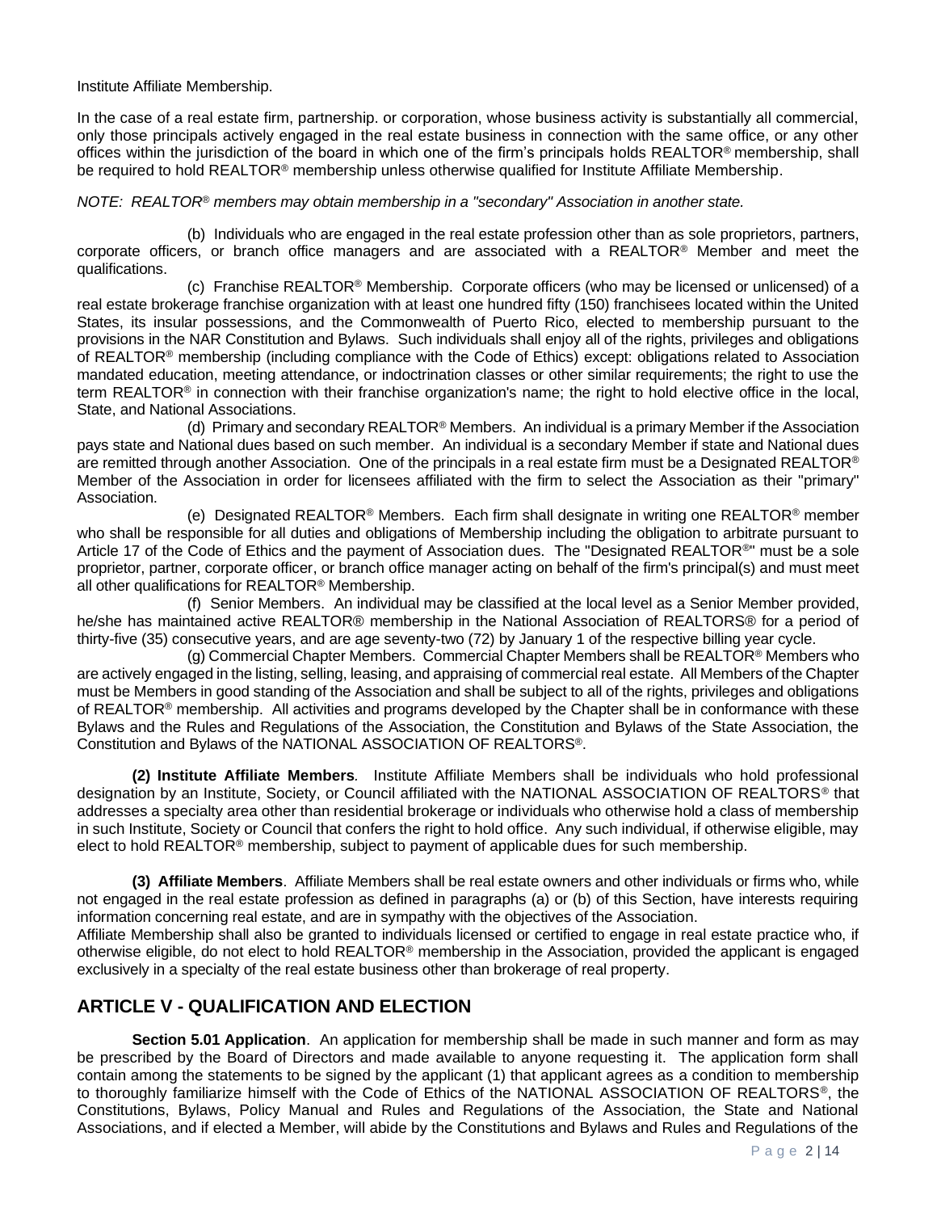Institute Affiliate Membership.

In the case of a real estate firm, partnership. or corporation, whose business activity is substantially all commercial, only those principals actively engaged in the real estate business in connection with the same office, or any other offices within the jurisdiction of the board in which one of the firm's principals holds REALTOR® membership, shall be required to hold REALTOR® membership unless otherwise qualified for Institute Affiliate Membership.

*NOTE: REALTOR® members may obtain membership in a "secondary" Association in another state.*

(b) Individuals who are engaged in the real estate profession other than as sole proprietors, partners, corporate officers, or branch office managers and are associated with a REALTOR® Member and meet the qualifications.

(c) Franchise REALTOR® Membership. Corporate officers (who may be licensed or unlicensed) of a real estate brokerage franchise organization with at least one hundred fifty (150) franchisees located within the United States, its insular possessions, and the Commonwealth of Puerto Rico, elected to membership pursuant to the provisions in the NAR Constitution and Bylaws. Such individuals shall enjoy all of the rights, privileges and obligations of REALTOR® membership (including compliance with the Code of Ethics) except: obligations related to Association mandated education, meeting attendance, or indoctrination classes or other similar requirements; the right to use the term REALTOR® in connection with their franchise organization's name; the right to hold elective office in the local, State, and National Associations.

(d) Primary and secondary REALTOR® Members. An individual is a primary Member if the Association pays state and National dues based on such member. An individual is a secondary Member if state and National dues are remitted through another Association. One of the principals in a real estate firm must be a Designated REALTOR® Member of the Association in order for licensees affiliated with the firm to select the Association as their "primary" Association.

(e) Designated REALTOR® Members. Each firm shall designate in writing one REALTOR® member who shall be responsible for all duties and obligations of Membership including the obligation to arbitrate pursuant to Article 17 of the Code of Ethics and the payment of Association dues. The "Designated REALTOR®" must be a sole proprietor, partner, corporate officer, or branch office manager acting on behalf of the firm's principal(s) and must meet all other qualifications for REALTOR® Membership.

(f) Senior Members. An individual may be classified at the local level as a Senior Member provided, he/she has maintained active REALTOR® membership in the National Association of REALTORS® for a period of thirty-five (35) consecutive years, and are age seventy-two (72) by January 1 of the respective billing year cycle.

(g) Commercial Chapter Members. Commercial Chapter Members shall be REALTOR® Members who are actively engaged in the listing, selling, leasing, and appraising of commercial real estate. All Members of the Chapter must be Members in good standing of the Association and shall be subject to all of the rights, privileges and obligations of REALTOR® membership. All activities and programs developed by the Chapter shall be in conformance with these Bylaws and the Rules and Regulations of the Association, the Constitution and Bylaws of the State Association, the Constitution and Bylaws of the NATIONAL ASSOCIATION OF REALTORS®.

**(2) Institute Affiliate Members**. Institute Affiliate Members shall be individuals who hold professional designation by an Institute, Society, or Council affiliated with the NATIONAL ASSOCIATION OF REALTORS® that addresses a specialty area other than residential brokerage or individuals who otherwise hold a class of membership in such Institute, Society or Council that confers the right to hold office. Any such individual, if otherwise eligible, may elect to hold REALTOR® membership, subject to payment of applicable dues for such membership.

**(3) Affiliate Members**. Affiliate Members shall be real estate owners and other individuals or firms who, while not engaged in the real estate profession as defined in paragraphs (a) or (b) of this Section, have interests requiring information concerning real estate, and are in sympathy with the objectives of the Association.
Affiliate Membership shall also be granted to individuals licensed or certified to engage in real estate practice who, if otherwise eligible, do not elect to hold REALTOR® membership in the Association, provided the applicant is engaged exclusively in a specialty of the real estate business other than brokerage of real property.

## ARTICLE V - QUALIFICATION AND ELECTION

**Section 5.01 Application**. An application for membership shall be made in such manner and form as may be prescribed by the Board of Directors and made available to anyone requesting it. The application form shall contain among the statements to be signed by the applicant (1) that applicant agrees as a condition to membership to thoroughly familiarize himself with the Code of Ethics of the NATIONAL ASSOCIATION OF REALTORS®, the Constitutions, Bylaws, Policy Manual and Rules and Regulations of the Association, the State and National Associations, and if elected a Member, will abide by the Constitutions and Bylaws and Rules and Regulations of the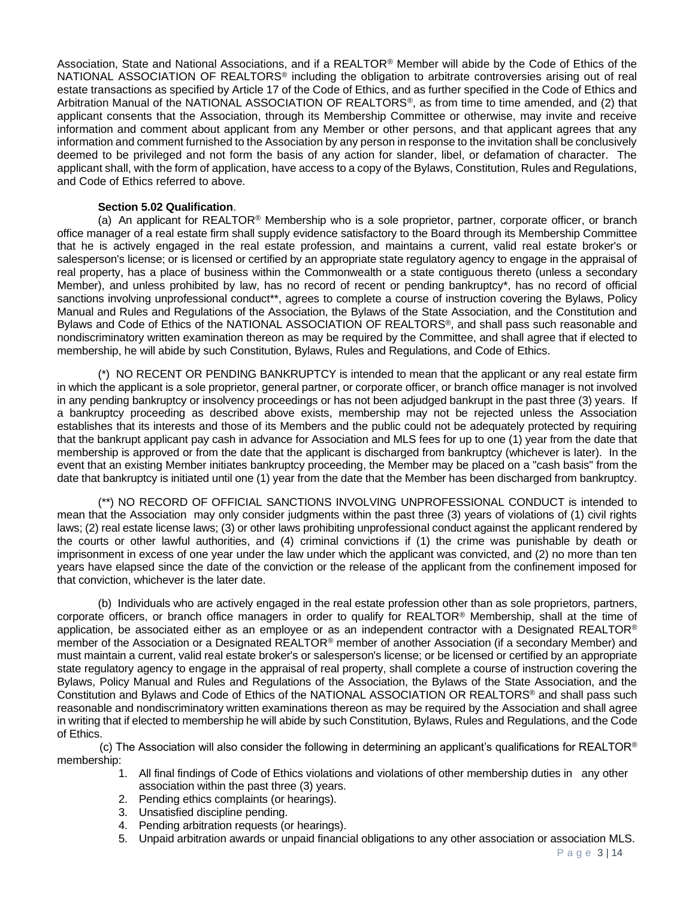Association, State and National Associations, and if a REALTOR® Member will abide by the Code of Ethics of the NATIONAL ASSOCIATION OF REALTORS® including the obligation to arbitrate controversies arising out of real estate transactions as specified by Article 17 of the Code of Ethics, and as further specified in the Code of Ethics and Arbitration Manual of the NATIONAL ASSOCIATION OF REALTORS®, as from time to time amended, and (2) that applicant consents that the Association, through its Membership Committee or otherwise, may invite and receive information and comment about applicant from any Member or other persons, and that applicant agrees that any information and comment furnished to the Association by any person in response to the invitation shall be conclusively deemed to be privileged and not form the basis of any action for slander, libel, or defamation of character. The applicant shall, with the form of application, have access to a copy of the Bylaws, Constitution, Rules and Regulations, and Code of Ethics referred to above.

**Section 5.02 Qualification**.

(a) An applicant for REALTOR® Membership who is a sole proprietor, partner, corporate officer, or branch office manager of a real estate firm shall supply evidence satisfactory to the Board through its Membership Committee that he is actively engaged in the real estate profession, and maintains a current, valid real estate broker's or salesperson's license; or is licensed or certified by an appropriate state regulatory agency to engage in the appraisal of real property, has a place of business within the Commonwealth or a state contiguous thereto (unless a secondary Member), and unless prohibited by law, has no record of recent or pending bankruptcy*, has no record of official sanctions involving unprofessional conduct**, agrees to complete a course of instruction covering the Bylaws, Policy Manual and Rules and Regulations of the Association, the Bylaws of the State Association, and the Constitution and Bylaws and Code of Ethics of the NATIONAL ASSOCIATION OF REALTORS®, and shall pass such reasonable and nondiscriminatory written examination thereon as may be required by the Committee, and shall agree that if elected to membership, he will abide by such Constitution, Bylaws, Rules and Regulations, and Code of Ethics.

(*) NO RECENT OR PENDING BANKRUPTCY is intended to mean that the applicant or any real estate firm in which the applicant is a sole proprietor, general partner, or corporate officer, or branch office manager is not involved in any pending bankruptcy or insolvency proceedings or has not been adjudged bankrupt in the past three (3) years. If a bankruptcy proceeding as described above exists, membership may not be rejected unless the Association establishes that its interests and those of its Members and the public could not be adequately protected by requiring that the bankrupt applicant pay cash in advance for Association and MLS fees for up to one (1) year from the date that membership is approved or from the date that the applicant is discharged from bankruptcy (whichever is later). In the event that an existing Member initiates bankruptcy proceeding, the Member may be placed on a "cash basis" from the date that bankruptcy is initiated until one (1) year from the date that the Member has been discharged from bankruptcy.

(**) NO RECORD OF OFFICIAL SANCTIONS INVOLVING UNPROFESSIONAL CONDUCT is intended to mean that the Association may only consider judgments within the past three (3) years of violations of (1) civil rights laws; (2) real estate license laws; (3) or other laws prohibiting unprofessional conduct against the applicant rendered by the courts or other lawful authorities, and (4) criminal convictions if (1) the crime was punishable by death or imprisonment in excess of one year under the law under which the applicant was convicted, and (2) no more than ten years have elapsed since the date of the conviction or the release of the applicant from the confinement imposed for that conviction, whichever is the later date.

(b) Individuals who are actively engaged in the real estate profession other than as sole proprietors, partners, corporate officers, or branch office managers in order to qualify for REALTOR® Membership, shall at the time of application, be associated either as an employee or as an independent contractor with a Designated REALTOR® member of the Association or a Designated REALTOR® member of another Association (if a secondary Member) and must maintain a current, valid real estate broker's or salesperson's license; or be licensed or certified by an appropriate state regulatory agency to engage in the appraisal of real property, shall complete a course of instruction covering the Bylaws, Policy Manual and Rules and Regulations of the Association, the Bylaws of the State Association, and the Constitution and Bylaws and Code of Ethics of the NATIONAL ASSOCIATION OR REALTORS® and shall pass such reasonable and nondiscriminatory written examinations thereon as may be required by the Association and shall agree in writing that if elected to membership he will abide by such Constitution, Bylaws, Rules and Regulations, and the Code of Ethics.

(c) The Association will also consider the following in determining an applicant's qualifications for REALTOR® membership:

1. All final findings of Code of Ethics violations and violations of other membership duties in any other association within the past three (3) years.
2. Pending ethics complaints (or hearings).
3. Unsatisfied discipline pending.
4. Pending arbitration requests (or hearings).
5. Unpaid arbitration awards or unpaid financial obligations to any other association or association MLS.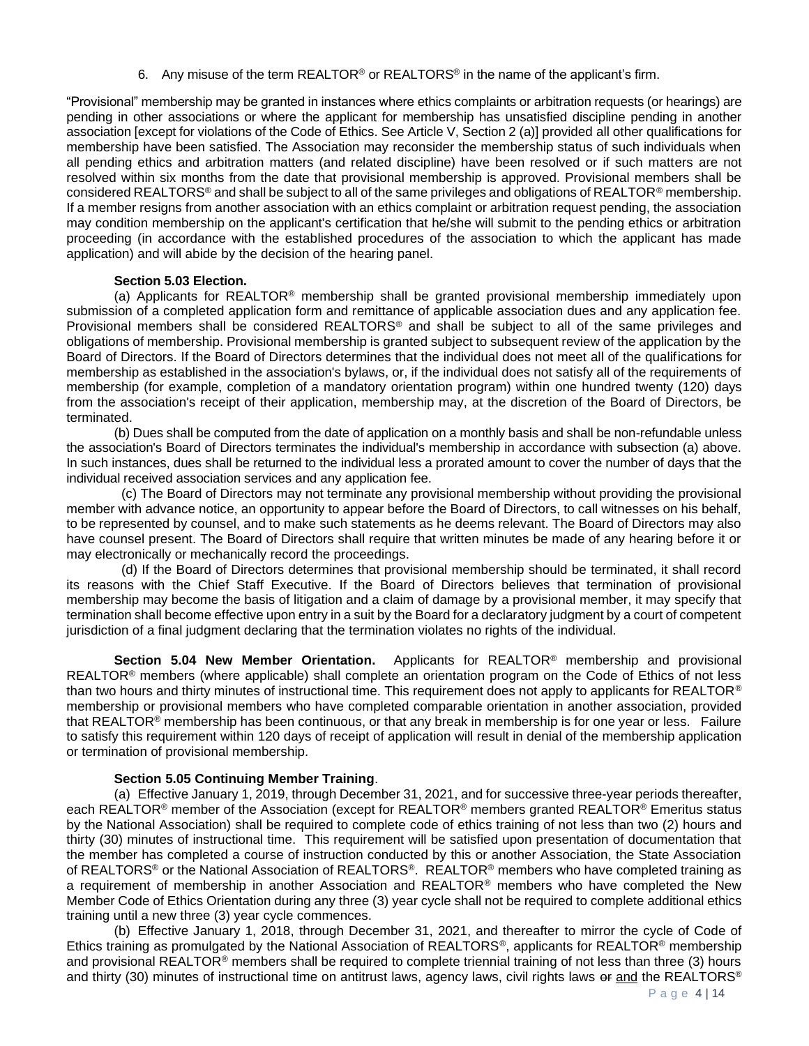6. Any misuse of the term REALTOR® or REALTORS® in the name of the applicant's firm.

"Provisional" membership may be granted in instances where ethics complaints or arbitration requests (or hearings) are pending in other associations or where the applicant for membership has unsatisfied discipline pending in another association [except for violations of the Code of Ethics. See Article V, Section 2 (a)] provided all other qualifications for membership have been satisfied. The Association may reconsider the membership status of such individuals when all pending ethics and arbitration matters (and related discipline) have been resolved or if such matters are not resolved within six months from the date that provisional membership is approved. Provisional members shall be considered REALTORS® and shall be subject to all of the same privileges and obligations of REALTOR® membership. If a member resigns from another association with an ethics complaint or arbitration request pending, the association may condition membership on the applicant's certification that he/she will submit to the pending ethics or arbitration proceeding (in accordance with the established procedures of the association to which the applicant has made application) and will abide by the decision of the hearing panel.

**Section 5.03 Election.**

(a) Applicants for REALTOR® membership shall be granted provisional membership immediately upon submission of a completed application form and remittance of applicable association dues and any application fee. Provisional members shall be considered REALTORS® and shall be subject to all of the same privileges and obligations of membership. Provisional membership is granted subject to subsequent review of the application by the Board of Directors. If the Board of Directors determines that the individual does not meet all of the qualifications for membership as established in the association's bylaws, or, if the individual does not satisfy all of the requirements of membership (for example, completion of a mandatory orientation program) within one hundred twenty (120) days from the association's receipt of their application, membership may, at the discretion of the Board of Directors, be terminated.

(b) Dues shall be computed from the date of application on a monthly basis and shall be non-refundable unless the association's Board of Directors terminates the individual's membership in accordance with subsection (a) above. In such instances, dues shall be returned to the individual less a prorated amount to cover the number of days that the individual received association services and any application fee.

(c) The Board of Directors may not terminate any provisional membership without providing the provisional member with advance notice, an opportunity to appear before the Board of Directors, to call witnesses on his behalf, to be represented by counsel, and to make such statements as he deems relevant. The Board of Directors may also have counsel present. The Board of Directors shall require that written minutes be made of any hearing before it or may electronically or mechanically record the proceedings.

(d) If the Board of Directors determines that provisional membership should be terminated, it shall record its reasons with the Chief Staff Executive. If the Board of Directors believes that termination of provisional membership may become the basis of litigation and a claim of damage by a provisional member, it may specify that termination shall become effective upon entry in a suit by the Board for a declaratory judgment by a court of competent jurisdiction of a final judgment declaring that the termination violates no rights of the individual.

**Section 5.04 New Member Orientation.** Applicants for REALTOR® membership and provisional REALTOR® members (where applicable) shall complete an orientation program on the Code of Ethics of not less than two hours and thirty minutes of instructional time. This requirement does not apply to applicants for REALTOR® membership or provisional members who have completed comparable orientation in another association, provided that REALTOR® membership has been continuous, or that any break in membership is for one year or less. Failure to satisfy this requirement within 120 days of receipt of application will result in denial of the membership application or termination of provisional membership.

**Section 5.05 Continuing Member Training**.

(a) Effective January 1, 2019, through December 31, 2021, and for successive three-year periods thereafter, each REALTOR® member of the Association (except for REALTOR® members granted REALTOR® Emeritus status by the National Association) shall be required to complete code of ethics training of not less than two (2) hours and thirty (30) minutes of instructional time. This requirement will be satisfied upon presentation of documentation that the member has completed a course of instruction conducted by this or another Association, the State Association of REALTORS® or the National Association of REALTORS®. REALTOR® members who have completed training as a requirement of membership in another Association and REALTOR® members who have completed the New Member Code of Ethics Orientation during any three (3) year cycle shall not be required to complete additional ethics training until a new three (3) year cycle commences.

(b) Effective January 1, 2018, through December 31, 2021, and thereafter to mirror the cycle of Code of Ethics training as promulgated by the National Association of REALTORS®, applicants for REALTOR® membership and provisional REALTOR® members shall be required to complete triennial training of not less than three (3) hours and thirty (30) minutes of instructional time on antitrust laws, agency laws, civil rights laws ~~or~~ <u>and</u> the REALTORS®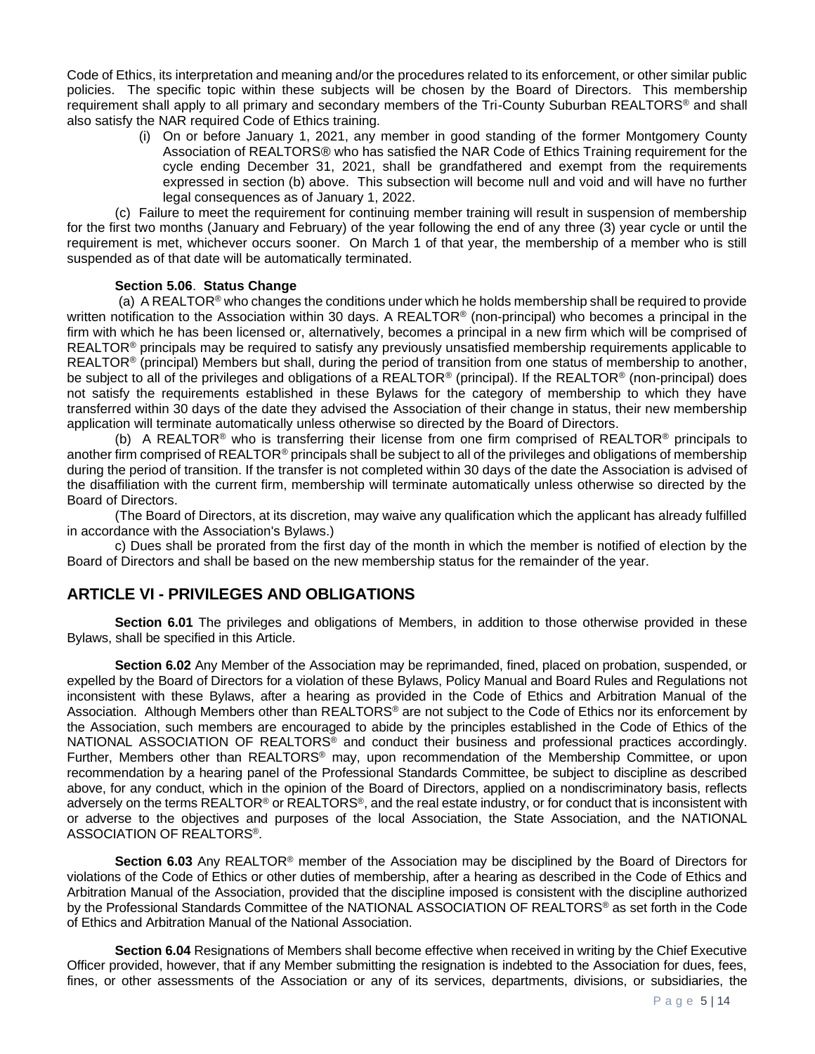Code of Ethics, its interpretation and meaning and/or the procedures related to its enforcement, or other similar public policies. The specific topic within these subjects will be chosen by the Board of Directors. This membership requirement shall apply to all primary and secondary members of the Tri-County Suburban REALTORS® and shall also satisfy the NAR required Code of Ethics training.

(i) On or before January 1, 2021, any member in good standing of the former Montgomery County Association of REALTORS® who has satisfied the NAR Code of Ethics Training requirement for the cycle ending December 31, 2021, shall be grandfathered and exempt from the requirements expressed in section (b) above. This subsection will become null and void and will have no further legal consequences as of January 1, 2022.

(c) Failure to meet the requirement for continuing member training will result in suspension of membership for the first two months (January and February) of the year following the end of any three (3) year cycle or until the requirement is met, whichever occurs sooner. On March 1 of that year, the membership of a member who is still suspended as of that date will be automatically terminated.

**Section 5.06**. **Status Change**

(a) A REALTOR® who changes the conditions under which he holds membership shall be required to provide written notification to the Association within 30 days. A REALTOR® (non-principal) who becomes a principal in the firm with which he has been licensed or, alternatively, becomes a principal in a new firm which will be comprised of REALTOR® principals may be required to satisfy any previously unsatisfied membership requirements applicable to REALTOR® (principal) Members but shall, during the period of transition from one status of membership to another, be subject to all of the privileges and obligations of a REALTOR® (principal). If the REALTOR® (non-principal) does not satisfy the requirements established in these Bylaws for the category of membership to which they have transferred within 30 days of the date they advised the Association of their change in status, their new membership application will terminate automatically unless otherwise so directed by the Board of Directors.

(b) A REALTOR® who is transferring their license from one firm comprised of REALTOR® principals to another firm comprised of REALTOR® principals shall be subject to all of the privileges and obligations of membership during the period of transition. If the transfer is not completed within 30 days of the date the Association is advised of the disaffiliation with the current firm, membership will terminate automatically unless otherwise so directed by the Board of Directors.

(The Board of Directors, at its discretion, may waive any qualification which the applicant has already fulfilled in accordance with the Association's Bylaws.)

c) Dues shall be prorated from the first day of the month in which the member is notified of election by the Board of Directors and shall be based on the new membership status for the remainder of the year.

## ARTICLE VI - PRIVILEGES AND OBLIGATIONS

**Section 6.01** The privileges and obligations of Members, in addition to those otherwise provided in these Bylaws, shall be specified in this Article.

**Section 6.02** Any Member of the Association may be reprimanded, fined, placed on probation, suspended, or expelled by the Board of Directors for a violation of these Bylaws, Policy Manual and Board Rules and Regulations not inconsistent with these Bylaws, after a hearing as provided in the Code of Ethics and Arbitration Manual of the Association. Although Members other than REALTORS® are not subject to the Code of Ethics nor its enforcement by the Association, such members are encouraged to abide by the principles established in the Code of Ethics of the NATIONAL ASSOCIATION OF REALTORS® and conduct their business and professional practices accordingly. Further, Members other than REALTORS® may, upon recommendation of the Membership Committee, or upon recommendation by a hearing panel of the Professional Standards Committee, be subject to discipline as described above, for any conduct, which in the opinion of the Board of Directors, applied on a nondiscriminatory basis, reflects adversely on the terms REALTOR® or REALTORS®, and the real estate industry, or for conduct that is inconsistent with or adverse to the objectives and purposes of the local Association, the State Association, and the NATIONAL ASSOCIATION OF REALTORS®.

**Section 6.03** Any REALTOR® member of the Association may be disciplined by the Board of Directors for violations of the Code of Ethics or other duties of membership, after a hearing as described in the Code of Ethics and Arbitration Manual of the Association, provided that the discipline imposed is consistent with the discipline authorized by the Professional Standards Committee of the NATIONAL ASSOCIATION OF REALTORS® as set forth in the Code of Ethics and Arbitration Manual of the National Association.

**Section 6.04** Resignations of Members shall become effective when received in writing by the Chief Executive Officer provided, however, that if any Member submitting the resignation is indebted to the Association for dues, fees, fines, or other assessments of the Association or any of its services, departments, divisions, or subsidiaries, the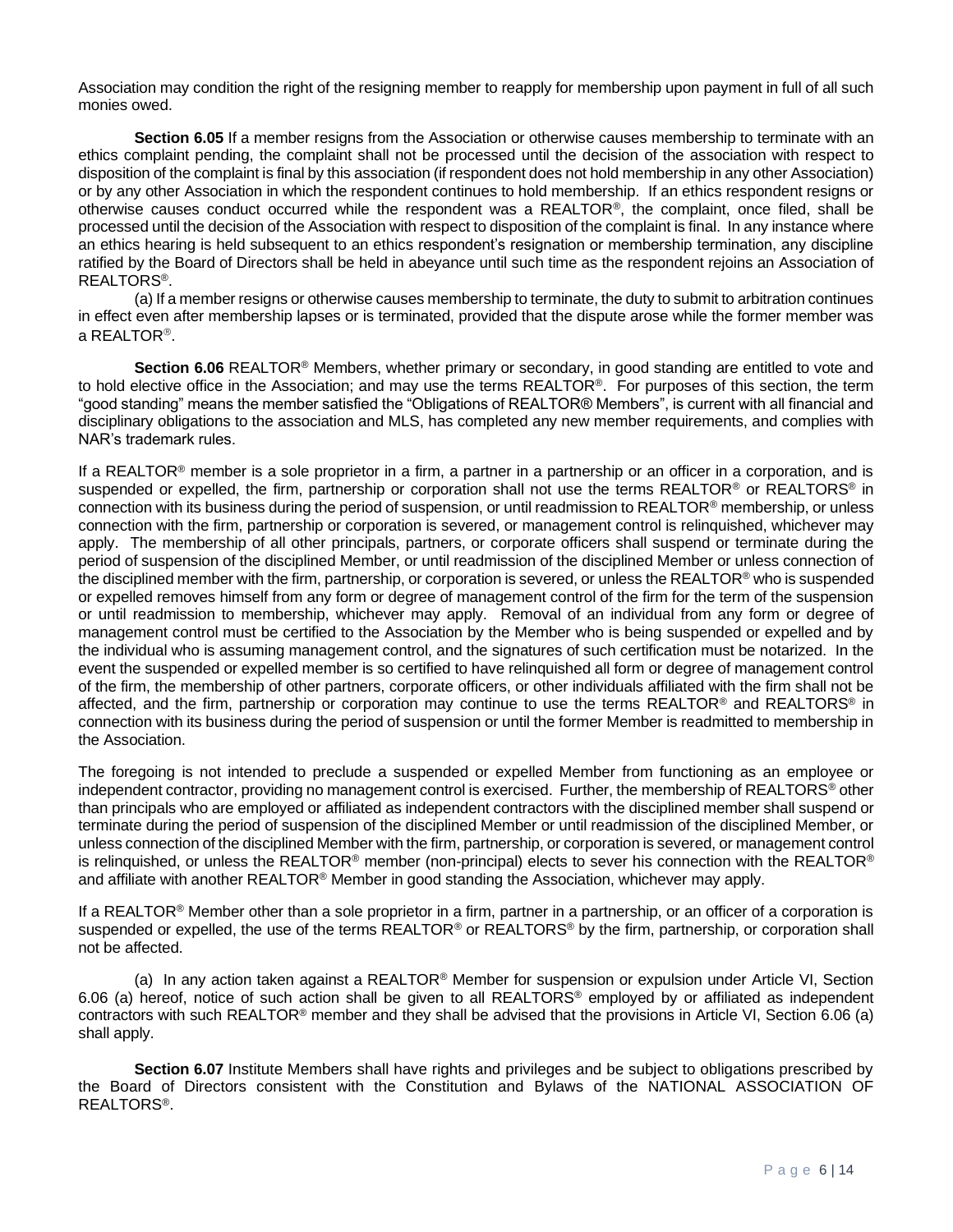Association may condition the right of the resigning member to reapply for membership upon payment in full of all such monies owed.

**Section 6.05** If a member resigns from the Association or otherwise causes membership to terminate with an ethics complaint pending, the complaint shall not be processed until the decision of the association with respect to disposition of the complaint is final by this association (if respondent does not hold membership in any other Association) or by any other Association in which the respondent continues to hold membership. If an ethics respondent resigns or otherwise causes conduct occurred while the respondent was a REALTOR®, the complaint, once filed, shall be processed until the decision of the Association with respect to disposition of the complaint is final. In any instance where an ethics hearing is held subsequent to an ethics respondent's resignation or membership termination, any discipline ratified by the Board of Directors shall be held in abeyance until such time as the respondent rejoins an Association of REALTORS®.

(a) If a member resigns or otherwise causes membership to terminate, the duty to submit to arbitration continues in effect even after membership lapses or is terminated, provided that the dispute arose while the former member was a REALTOR®.

**Section 6.06** REALTOR® Members, whether primary or secondary, in good standing are entitled to vote and to hold elective office in the Association; and may use the terms REALTOR®. For purposes of this section, the term "good standing" means the member satisfied the "Obligations of REALTOR® Members", is current with all financial and disciplinary obligations to the association and MLS, has completed any new member requirements, and complies with NAR's trademark rules.

If a REALTOR® member is a sole proprietor in a firm, a partner in a partnership or an officer in a corporation, and is suspended or expelled, the firm, partnership or corporation shall not use the terms REALTOR® or REALTORS® in connection with its business during the period of suspension, or until readmission to REALTOR® membership, or unless connection with the firm, partnership or corporation is severed, or management control is relinquished, whichever may apply. The membership of all other principals, partners, or corporate officers shall suspend or terminate during the period of suspension of the disciplined Member, or until readmission of the disciplined Member or unless connection of the disciplined member with the firm, partnership, or corporation is severed, or unless the REALTOR® who is suspended or expelled removes himself from any form or degree of management control of the firm for the term of the suspension or until readmission to membership, whichever may apply. Removal of an individual from any form or degree of management control must be certified to the Association by the Member who is being suspended or expelled and by the individual who is assuming management control, and the signatures of such certification must be notarized. In the event the suspended or expelled member is so certified to have relinquished all form or degree of management control of the firm, the membership of other partners, corporate officers, or other individuals affiliated with the firm shall not be affected, and the firm, partnership or corporation may continue to use the terms REALTOR® and REALTORS® in connection with its business during the period of suspension or until the former Member is readmitted to membership in the Association.

The foregoing is not intended to preclude a suspended or expelled Member from functioning as an employee or independent contractor, providing no management control is exercised. Further, the membership of REALTORS® other than principals who are employed or affiliated as independent contractors with the disciplined member shall suspend or terminate during the period of suspension of the disciplined Member or until readmission of the disciplined Member, or unless connection of the disciplined Member with the firm, partnership, or corporation is severed, or management control is relinquished, or unless the REALTOR® member (non-principal) elects to sever his connection with the REALTOR® and affiliate with another REALTOR® Member in good standing the Association, whichever may apply.

If a REALTOR® Member other than a sole proprietor in a firm, partner in a partnership, or an officer of a corporation is suspended or expelled, the use of the terms REALTOR® or REALTORS® by the firm, partnership, or corporation shall not be affected.

(a) In any action taken against a REALTOR® Member for suspension or expulsion under Article VI, Section 6.06 (a) hereof, notice of such action shall be given to all REALTORS® employed by or affiliated as independent contractors with such REALTOR® member and they shall be advised that the provisions in Article VI, Section 6.06 (a) shall apply.

**Section 6.07** Institute Members shall have rights and privileges and be subject to obligations prescribed by the Board of Directors consistent with the Constitution and Bylaws of the NATIONAL ASSOCIATION OF REALTORS®.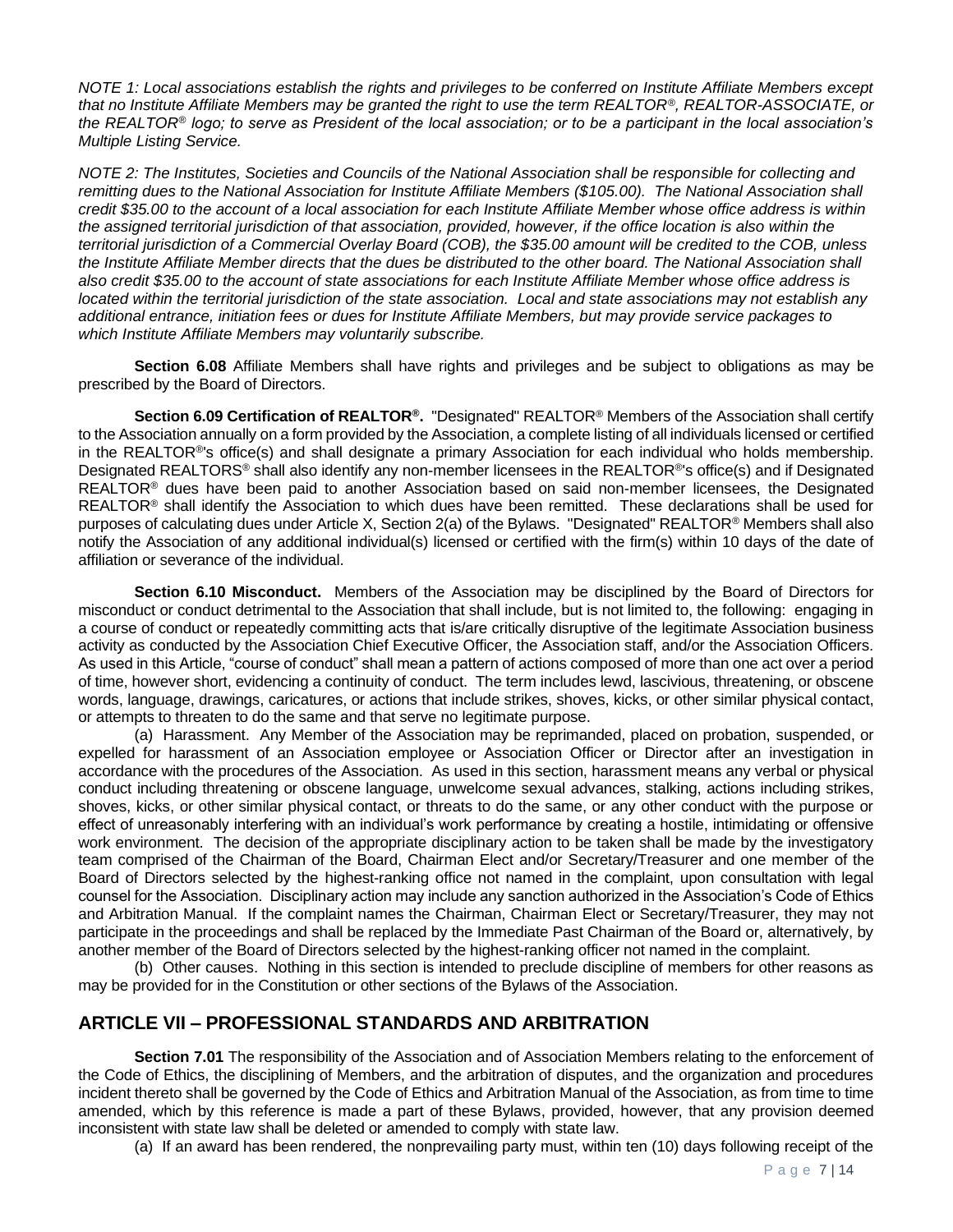*NOTE 1: Local associations establish the rights and privileges to be conferred on Institute Affiliate Members except that no Institute Affiliate Members may be granted the right to use the term REALTOR®, REALTOR-ASSOCIATE, or the REALTOR® logo; to serve as President of the local association; or to be a participant in the local association's Multiple Listing Service.*

*NOTE 2: The Institutes, Societies and Councils of the National Association shall be responsible for collecting and remitting dues to the National Association for Institute Affiliate Members ($105.00). The National Association shall credit $35.00 to the account of a local association for each Institute Affiliate Member whose office address is within the assigned territorial jurisdiction of that association, provided, however, if the office location is also within the territorial jurisdiction of a Commercial Overlay Board (COB), the $35.00 amount will be credited to the COB, unless the Institute Affiliate Member directs that the dues be distributed to the other board. The National Association shall also credit $35.00 to the account of state associations for each Institute Affiliate Member whose office address is located within the territorial jurisdiction of the state association. Local and state associations may not establish any additional entrance, initiation fees or dues for Institute Affiliate Members, but may provide service packages to which Institute Affiliate Members may voluntarily subscribe.*

**Section 6.08** Affiliate Members shall have rights and privileges and be subject to obligations as may be prescribed by the Board of Directors.

**Section 6.09 Certification of REALTOR®.** "Designated" REALTOR® Members of the Association shall certify to the Association annually on a form provided by the Association, a complete listing of all individuals licensed or certified in the REALTOR®'s office(s) and shall designate a primary Association for each individual who holds membership. Designated REALTORS® shall also identify any non-member licensees in the REALTOR®'s office(s) and if Designated REALTOR® dues have been paid to another Association based on said non-member licensees, the Designated REALTOR® shall identify the Association to which dues have been remitted. These declarations shall be used for purposes of calculating dues under Article X, Section 2(a) of the Bylaws. "Designated" REALTOR® Members shall also notify the Association of any additional individual(s) licensed or certified with the firm(s) within 10 days of the date of affiliation or severance of the individual.

**Section 6.10 Misconduct.** Members of the Association may be disciplined by the Board of Directors for misconduct or conduct detrimental to the Association that shall include, but is not limited to, the following: engaging in a course of conduct or repeatedly committing acts that is/are critically disruptive of the legitimate Association business activity as conducted by the Association Chief Executive Officer, the Association staff, and/or the Association Officers. As used in this Article, "course of conduct" shall mean a pattern of actions composed of more than one act over a period of time, however short, evidencing a continuity of conduct. The term includes lewd, lascivious, threatening, or obscene words, language, drawings, caricatures, or actions that include strikes, shoves, kicks, or other similar physical contact, or attempts to threaten to do the same and that serve no legitimate purpose.

(a) Harassment. Any Member of the Association may be reprimanded, placed on probation, suspended, or expelled for harassment of an Association employee or Association Officer or Director after an investigation in accordance with the procedures of the Association. As used in this section, harassment means any verbal or physical conduct including threatening or obscene language, unwelcome sexual advances, stalking, actions including strikes, shoves, kicks, or other similar physical contact, or threats to do the same, or any other conduct with the purpose or effect of unreasonably interfering with an individual's work performance by creating a hostile, intimidating or offensive work environment. The decision of the appropriate disciplinary action to be taken shall be made by the investigatory team comprised of the Chairman of the Board, Chairman Elect and/or Secretary/Treasurer and one member of the Board of Directors selected by the highest-ranking office not named in the complaint, upon consultation with legal counsel for the Association. Disciplinary action may include any sanction authorized in the Association's Code of Ethics and Arbitration Manual. If the complaint names the Chairman, Chairman Elect or Secretary/Treasurer, they may not participate in the proceedings and shall be replaced by the Immediate Past Chairman of the Board or, alternatively, by another member of the Board of Directors selected by the highest-ranking officer not named in the complaint.

(b) Other causes. Nothing in this section is intended to preclude discipline of members for other reasons as may be provided for in the Constitution or other sections of the Bylaws of the Association.

## ARTICLE VII – PROFESSIONAL STANDARDS AND ARBITRATION

**Section 7.01** The responsibility of the Association and of Association Members relating to the enforcement of the Code of Ethics, the disciplining of Members, and the arbitration of disputes, and the organization and procedures incident thereto shall be governed by the Code of Ethics and Arbitration Manual of the Association, as from time to time amended, which by this reference is made a part of these Bylaws, provided, however, that any provision deemed inconsistent with state law shall be deleted or amended to comply with state law.

(a) If an award has been rendered, the nonprevailing party must, within ten (10) days following receipt of the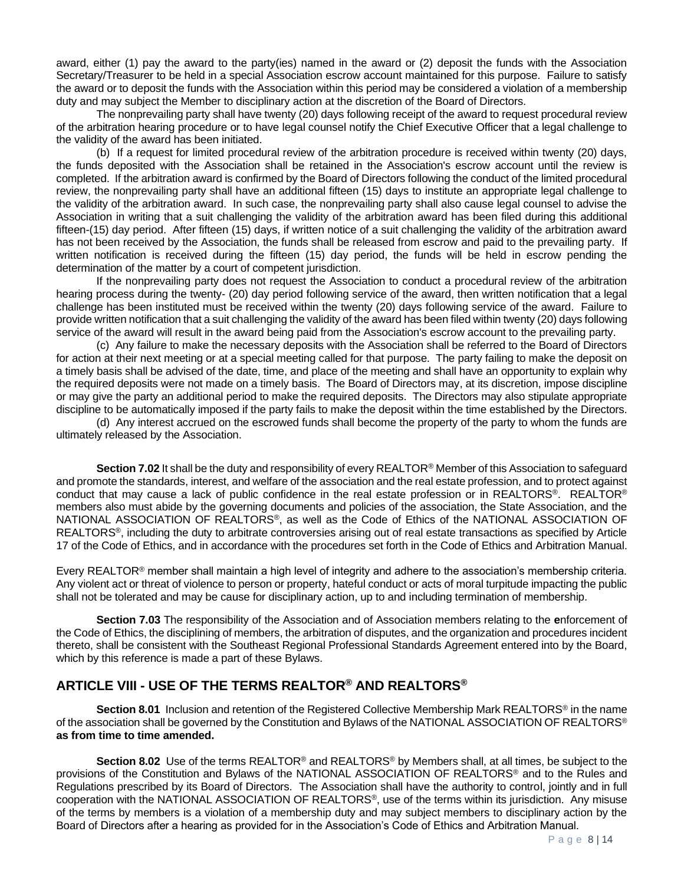award, either (1) pay the award to the party(ies) named in the award or (2) deposit the funds with the Association Secretary/Treasurer to be held in a special Association escrow account maintained for this purpose. Failure to satisfy the award or to deposit the funds with the Association within this period may be considered a violation of a membership duty and may subject the Member to disciplinary action at the discretion of the Board of Directors.

The nonprevailing party shall have twenty (20) days following receipt of the award to request procedural review of the arbitration hearing procedure or to have legal counsel notify the Chief Executive Officer that a legal challenge to the validity of the award has been initiated.

(b) If a request for limited procedural review of the arbitration procedure is received within twenty (20) days, the funds deposited with the Association shall be retained in the Association's escrow account until the review is completed. If the arbitration award is confirmed by the Board of Directors following the conduct of the limited procedural review, the nonprevailing party shall have an additional fifteen (15) days to institute an appropriate legal challenge to the validity of the arbitration award. In such case, the nonprevailing party shall also cause legal counsel to advise the Association in writing that a suit challenging the validity of the arbitration award has been filed during this additional fifteen-(15) day period. After fifteen (15) days, if written notice of a suit challenging the validity of the arbitration award has not been received by the Association, the funds shall be released from escrow and paid to the prevailing party. If written notification is received during the fifteen (15) day period, the funds will be held in escrow pending the determination of the matter by a court of competent jurisdiction.

If the nonprevailing party does not request the Association to conduct a procedural review of the arbitration hearing process during the twenty- (20) day period following service of the award, then written notification that a legal challenge has been instituted must be received within the twenty (20) days following service of the award. Failure to provide written notification that a suit challenging the validity of the award has been filed within twenty (20) days following service of the award will result in the award being paid from the Association's escrow account to the prevailing party.

(c) Any failure to make the necessary deposits with the Association shall be referred to the Board of Directors for action at their next meeting or at a special meeting called for that purpose. The party failing to make the deposit on a timely basis shall be advised of the date, time, and place of the meeting and shall have an opportunity to explain why the required deposits were not made on a timely basis. The Board of Directors may, at its discretion, impose discipline or may give the party an additional period to make the required deposits. The Directors may also stipulate appropriate discipline to be automatically imposed if the party fails to make the deposit within the time established by the Directors.

(d) Any interest accrued on the escrowed funds shall become the property of the party to whom the funds are ultimately released by the Association.

**Section 7.02** It shall be the duty and responsibility of every REALTOR® Member of this Association to safeguard and promote the standards, interest, and welfare of the association and the real estate profession, and to protect against conduct that may cause a lack of public confidence in the real estate profession or in REALTORS®. REALTOR® members also must abide by the governing documents and policies of the association, the State Association, and the NATIONAL ASSOCIATION OF REALTORS®, as well as the Code of Ethics of the NATIONAL ASSOCIATION OF REALTORS®, including the duty to arbitrate controversies arising out of real estate transactions as specified by Article 17 of the Code of Ethics, and in accordance with the procedures set forth in the Code of Ethics and Arbitration Manual.

Every REALTOR® member shall maintain a high level of integrity and adhere to the association's membership criteria. Any violent act or threat of violence to person or property, hateful conduct or acts of moral turpitude impacting the public shall not be tolerated and may be cause for disciplinary action, up to and including termination of membership.

**Section 7.03** The responsibility of the Association and of Association members relating to the **e**nforcement of the Code of Ethics, the disciplining of members, the arbitration of disputes, and the organization and procedures incident thereto, shall be consistent with the Southeast Regional Professional Standards Agreement entered into by the Board, which by this reference is made a part of these Bylaws.

## ARTICLE VIII - USE OF THE TERMS REALTOR® AND REALTORS®

**Section 8.01** Inclusion and retention of the Registered Collective Membership Mark REALTORS® in the name of the association shall be governed by the Constitution and Bylaws of the NATIONAL ASSOCIATION OF REALTORS® **as from time to time amended.**

**Section 8.02** Use of the terms REALTOR® and REALTORS® by Members shall, at all times, be subject to the provisions of the Constitution and Bylaws of the NATIONAL ASSOCIATION OF REALTORS® and to the Rules and Regulations prescribed by its Board of Directors. The Association shall have the authority to control, jointly and in full cooperation with the NATIONAL ASSOCIATION OF REALTORS®, use of the terms within its jurisdiction. Any misuse of the terms by members is a violation of a membership duty and may subject members to disciplinary action by the Board of Directors after a hearing as provided for in the Association's Code of Ethics and Arbitration Manual.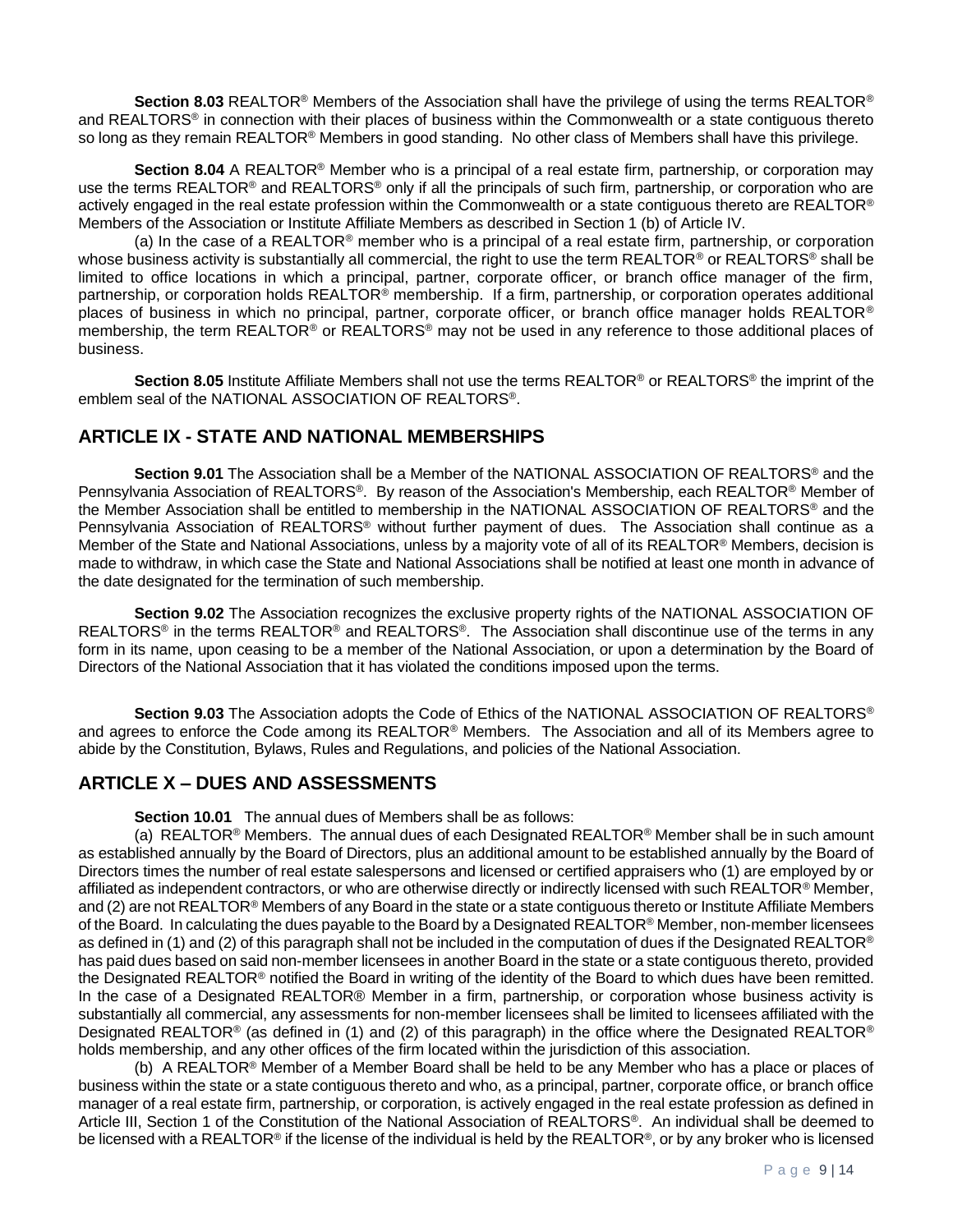**Section 8.03** REALTOR® Members of the Association shall have the privilege of using the terms REALTOR® and REALTORS® in connection with their places of business within the Commonwealth or a state contiguous thereto so long as they remain REALTOR® Members in good standing. No other class of Members shall have this privilege.

**Section 8.04** A REALTOR® Member who is a principal of a real estate firm, partnership, or corporation may use the terms REALTOR® and REALTORS® only if all the principals of such firm, partnership, or corporation who are actively engaged in the real estate profession within the Commonwealth or a state contiguous thereto are REALTOR® Members of the Association or Institute Affiliate Members as described in Section 1 (b) of Article IV.

(a) In the case of a REALTOR® member who is a principal of a real estate firm, partnership, or corporation whose business activity is substantially all commercial, the right to use the term REALTOR® or REALTORS® shall be limited to office locations in which a principal, partner, corporate officer, or branch office manager of the firm, partnership, or corporation holds REALTOR® membership. If a firm, partnership, or corporation operates additional places of business in which no principal, partner, corporate officer, or branch office manager holds REALTOR® membership, the term REALTOR® or REALTORS® may not be used in any reference to those additional places of business.

**Section 8.05** Institute Affiliate Members shall not use the terms REALTOR® or REALTORS® the imprint of the emblem seal of the NATIONAL ASSOCIATION OF REALTORS®.

## ARTICLE IX - STATE AND NATIONAL MEMBERSHIPS

**Section 9.01** The Association shall be a Member of the NATIONAL ASSOCIATION OF REALTORS® and the Pennsylvania Association of REALTORS®. By reason of the Association's Membership, each REALTOR® Member of the Member Association shall be entitled to membership in the NATIONAL ASSOCIATION OF REALTORS® and the Pennsylvania Association of REALTORS® without further payment of dues. The Association shall continue as a Member of the State and National Associations, unless by a majority vote of all of its REALTOR® Members, decision is made to withdraw, in which case the State and National Associations shall be notified at least one month in advance of the date designated for the termination of such membership.

**Section 9.02** The Association recognizes the exclusive property rights of the NATIONAL ASSOCIATION OF REALTORS® in the terms REALTOR® and REALTORS®. The Association shall discontinue use of the terms in any form in its name, upon ceasing to be a member of the National Association, or upon a determination by the Board of Directors of the National Association that it has violated the conditions imposed upon the terms.

**Section 9.03** The Association adopts the Code of Ethics of the NATIONAL ASSOCIATION OF REALTORS® and agrees to enforce the Code among its REALTOR® Members. The Association and all of its Members agree to abide by the Constitution, Bylaws, Rules and Regulations, and policies of the National Association.

## ARTICLE X – DUES AND ASSESSMENTS

**Section 10.01** The annual dues of Members shall be as follows:

(a) REALTOR® Members. The annual dues of each Designated REALTOR® Member shall be in such amount as established annually by the Board of Directors, plus an additional amount to be established annually by the Board of Directors times the number of real estate salespersons and licensed or certified appraisers who (1) are employed by or affiliated as independent contractors, or who are otherwise directly or indirectly licensed with such REALTOR® Member, and (2) are not REALTOR® Members of any Board in the state or a state contiguous thereto or Institute Affiliate Members of the Board. In calculating the dues payable to the Board by a Designated REALTOR® Member, non-member licensees as defined in (1) and (2) of this paragraph shall not be included in the computation of dues if the Designated REALTOR® has paid dues based on said non-member licensees in another Board in the state or a state contiguous thereto, provided the Designated REALTOR® notified the Board in writing of the identity of the Board to which dues have been remitted. In the case of a Designated REALTOR® Member in a firm, partnership, or corporation whose business activity is substantially all commercial, any assessments for non-member licensees shall be limited to licensees affiliated with the Designated REALTOR® (as defined in (1) and (2) of this paragraph) in the office where the Designated REALTOR® holds membership, and any other offices of the firm located within the jurisdiction of this association.

(b) A REALTOR® Member of a Member Board shall be held to be any Member who has a place or places of business within the state or a state contiguous thereto and who, as a principal, partner, corporate office, or branch office manager of a real estate firm, partnership, or corporation, is actively engaged in the real estate profession as defined in Article III, Section 1 of the Constitution of the National Association of REALTORS®. An individual shall be deemed to be licensed with a REALTOR® if the license of the individual is held by the REALTOR®, or by any broker who is licensed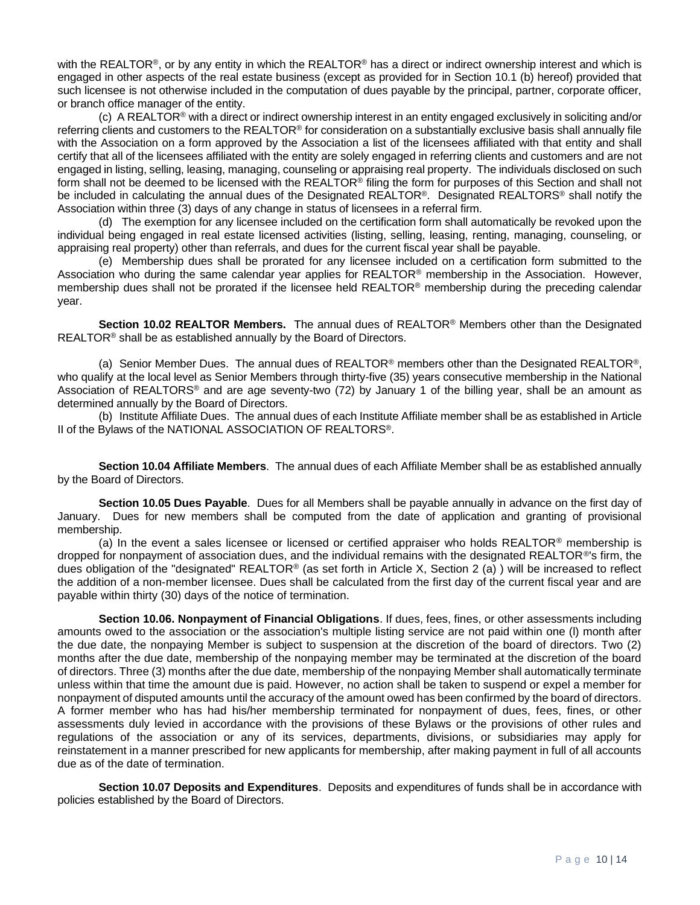with the REALTOR®, or by any entity in which the REALTOR® has a direct or indirect ownership interest and which is engaged in other aspects of the real estate business (except as provided for in Section 10.1 (b) hereof) provided that such licensee is not otherwise included in the computation of dues payable by the principal, partner, corporate officer, or branch office manager of the entity.

(c) A REALTOR® with a direct or indirect ownership interest in an entity engaged exclusively in soliciting and/or referring clients and customers to the REALTOR® for consideration on a substantially exclusive basis shall annually file with the Association on a form approved by the Association a list of the licensees affiliated with that entity and shall certify that all of the licensees affiliated with the entity are solely engaged in referring clients and customers and are not engaged in listing, selling, leasing, managing, counseling or appraising real property. The individuals disclosed on such form shall not be deemed to be licensed with the REALTOR® filing the form for purposes of this Section and shall not be included in calculating the annual dues of the Designated REALTOR®. Designated REALTORS® shall notify the Association within three (3) days of any change in status of licensees in a referral firm.

(d) The exemption for any licensee included on the certification form shall automatically be revoked upon the individual being engaged in real estate licensed activities (listing, selling, leasing, renting, managing, counseling, or appraising real property) other than referrals, and dues for the current fiscal year shall be payable.

(e) Membership dues shall be prorated for any licensee included on a certification form submitted to the Association who during the same calendar year applies for REALTOR® membership in the Association. However, membership dues shall not be prorated if the licensee held REALTOR® membership during the preceding calendar year.

**Section 10.02 REALTOR Members.** The annual dues of REALTOR® Members other than the Designated REALTOR® shall be as established annually by the Board of Directors.

(a) Senior Member Dues. The annual dues of REALTOR® members other than the Designated REALTOR®, who qualify at the local level as Senior Members through thirty-five (35) years consecutive membership in the National Association of REALTORS® and are age seventy-two (72) by January 1 of the billing year, shall be an amount as determined annually by the Board of Directors.

(b) Institute Affiliate Dues. The annual dues of each Institute Affiliate member shall be as established in Article II of the Bylaws of the NATIONAL ASSOCIATION OF REALTORS®.

**Section 10.04 Affiliate Members**. The annual dues of each Affiliate Member shall be as established annually by the Board of Directors.

**Section 10.05 Dues Payable**. Dues for all Members shall be payable annually in advance on the first day of January. Dues for new members shall be computed from the date of application and granting of provisional membership.

(a) In the event a sales licensee or licensed or certified appraiser who holds REALTOR® membership is dropped for nonpayment of association dues, and the individual remains with the designated REALTOR®'s firm, the dues obligation of the "designated" REALTOR® (as set forth in Article X, Section 2 (a) ) will be increased to reflect the addition of a non-member licensee. Dues shall be calculated from the first day of the current fiscal year and are payable within thirty (30) days of the notice of termination.

**Section 10.06. Nonpayment of Financial Obligations**. If dues, fees, fines, or other assessments including amounts owed to the association or the association's multiple listing service are not paid within one (l) month after the due date, the nonpaying Member is subject to suspension at the discretion of the board of directors. Two (2) months after the due date, membership of the nonpaying member may be terminated at the discretion of the board of directors. Three (3) months after the due date, membership of the nonpaying Member shall automatically terminate unless within that time the amount due is paid. However, no action shall be taken to suspend or expel a member for nonpayment of disputed amounts until the accuracy of the amount owed has been confirmed by the board of directors. A former member who has had his/her membership terminated for nonpayment of dues, fees, fines, or other assessments duly levied in accordance with the provisions of these Bylaws or the provisions of other rules and regulations of the association or any of its services, departments, divisions, or subsidiaries may apply for reinstatement in a manner prescribed for new applicants for membership, after making payment in full of all accounts due as of the date of termination.

**Section 10.07 Deposits and Expenditures**. Deposits and expenditures of funds shall be in accordance with policies established by the Board of Directors.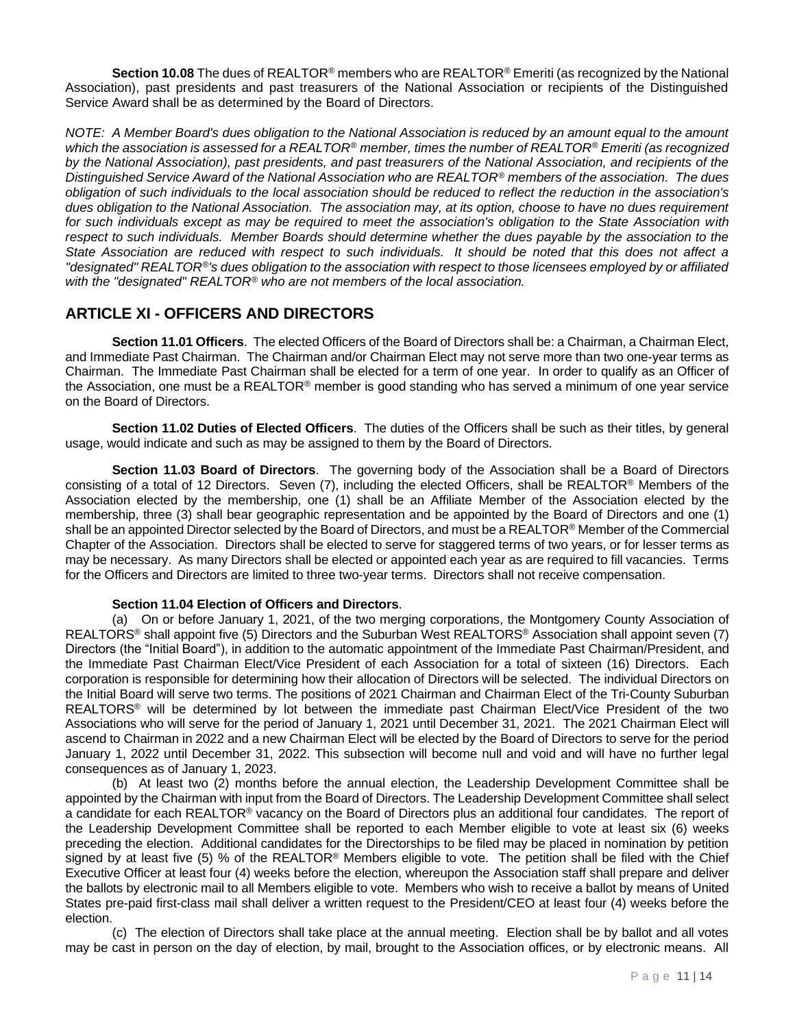**Section 10.08** The dues of REALTOR® members who are REALTOR® Emeriti (as recognized by the National Association), past presidents and past treasurers of the National Association or recipients of the Distinguished Service Award shall be as determined by the Board of Directors.

*NOTE: A Member Board's dues obligation to the National Association is reduced by an amount equal to the amount which the association is assessed for a REALTOR® member, times the number of REALTOR® Emeriti (as recognized by the National Association), past presidents, and past treasurers of the National Association, and recipients of the Distinguished Service Award of the National Association who are REALTOR® members of the association. The dues obligation of such individuals to the local association should be reduced to reflect the reduction in the association's dues obligation to the National Association. The association may, at its option, choose to have no dues requirement for such individuals except as may be required to meet the association's obligation to the State Association with respect to such individuals. Member Boards should determine whether the dues payable by the association to the State Association are reduced with respect to such individuals. It should be noted that this does not affect a "designated" REALTOR®'s dues obligation to the association with respect to those licensees employed by or affiliated with the "designated" REALTOR® who are not members of the local association.*

## ARTICLE XI - OFFICERS AND DIRECTORS

**Section 11.01 Officers**. The elected Officers of the Board of Directors shall be: a Chairman, a Chairman Elect, and Immediate Past Chairman. The Chairman and/or Chairman Elect may not serve more than two one-year terms as Chairman. The Immediate Past Chairman shall be elected for a term of one year. In order to qualify as an Officer of the Association, one must be a REALTOR® member is good standing who has served a minimum of one year service on the Board of Directors.

**Section 11.02 Duties of Elected Officers**. The duties of the Officers shall be such as their titles, by general usage, would indicate and such as may be assigned to them by the Board of Directors.

**Section 11.03 Board of Directors**. The governing body of the Association shall be a Board of Directors consisting of a total of 12 Directors. Seven (7), including the elected Officers, shall be REALTOR® Members of the Association elected by the membership, one (1) shall be an Affiliate Member of the Association elected by the membership, three (3) shall bear geographic representation and be appointed by the Board of Directors and one (1) shall be an appointed Director selected by the Board of Directors, and must be a REALTOR® Member of the Commercial Chapter of the Association. Directors shall be elected to serve for staggered terms of two years, or for lesser terms as may be necessary. As many Directors shall be elected or appointed each year as are required to fill vacancies. Terms for the Officers and Directors are limited to three two-year terms. Directors shall not receive compensation.

**Section 11.04 Election of Officers and Directors**.

(a) On or before January 1, 2021, of the two merging corporations, the Montgomery County Association of REALTORS® shall appoint five (5) Directors and the Suburban West REALTORS® Association shall appoint seven (7) Directors (the "Initial Board"), in addition to the automatic appointment of the Immediate Past Chairman/President, and the Immediate Past Chairman Elect/Vice President of each Association for a total of sixteen (16) Directors. Each corporation is responsible for determining how their allocation of Directors will be selected. The individual Directors on the Initial Board will serve two terms. The positions of 2021 Chairman and Chairman Elect of the Tri-County Suburban REALTORS® will be determined by lot between the immediate past Chairman Elect/Vice President of the two Associations who will serve for the period of January 1, 2021 until December 31, 2021. The 2021 Chairman Elect will ascend to Chairman in 2022 and a new Chairman Elect will be elected by the Board of Directors to serve for the period January 1, 2022 until December 31, 2022. This subsection will become null and void and will have no further legal consequences as of January 1, 2023.

(b) At least two (2) months before the annual election, the Leadership Development Committee shall be appointed by the Chairman with input from the Board of Directors. The Leadership Development Committee shall select a candidate for each REALTOR® vacancy on the Board of Directors plus an additional four candidates. The report of the Leadership Development Committee shall be reported to each Member eligible to vote at least six (6) weeks preceding the election. Additional candidates for the Directorships to be filed may be placed in nomination by petition signed by at least five (5) % of the REALTOR® Members eligible to vote. The petition shall be filed with the Chief Executive Officer at least four (4) weeks before the election, whereupon the Association staff shall prepare and deliver the ballots by electronic mail to all Members eligible to vote. Members who wish to receive a ballot by means of United States pre-paid first-class mail shall deliver a written request to the President/CEO at least four (4) weeks before the election.

(c) The election of Directors shall take place at the annual meeting. Election shall be by ballot and all votes may be cast in person on the day of election, by mail, brought to the Association offices, or by electronic means. All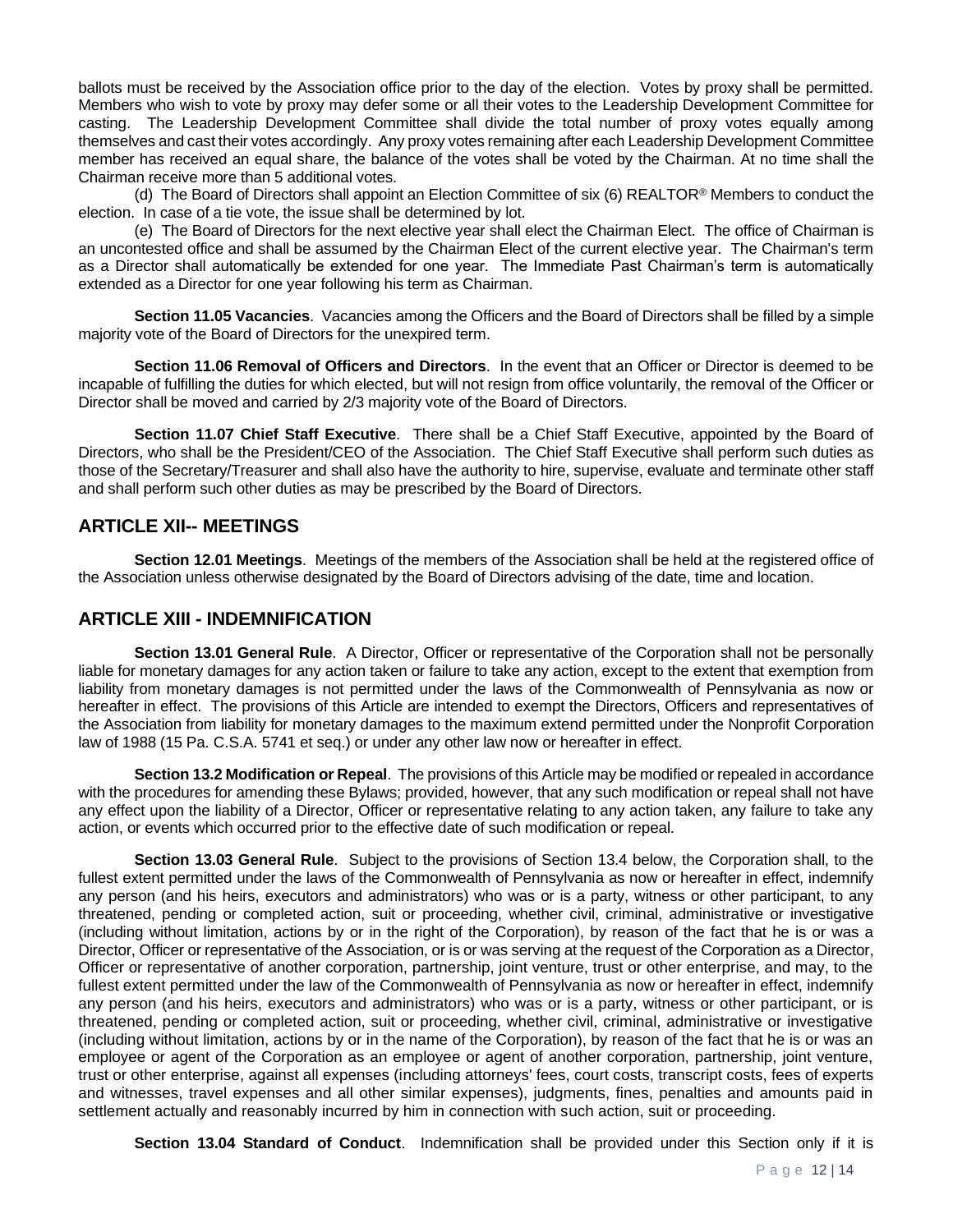ballots must be received by the Association office prior to the day of the election. Votes by proxy shall be permitted. Members who wish to vote by proxy may defer some or all their votes to the Leadership Development Committee for casting. The Leadership Development Committee shall divide the total number of proxy votes equally among themselves and cast their votes accordingly. Any proxy votes remaining after each Leadership Development Committee member has received an equal share, the balance of the votes shall be voted by the Chairman. At no time shall the Chairman receive more than 5 additional votes.

(d) The Board of Directors shall appoint an Election Committee of six (6) REALTOR® Members to conduct the election. In case of a tie vote, the issue shall be determined by lot.

(e) The Board of Directors for the next elective year shall elect the Chairman Elect. The office of Chairman is an uncontested office and shall be assumed by the Chairman Elect of the current elective year. The Chairman's term as a Director shall automatically be extended for one year. The Immediate Past Chairman's term is automatically extended as a Director for one year following his term as Chairman.

**Section 11.05 Vacancies**. Vacancies among the Officers and the Board of Directors shall be filled by a simple majority vote of the Board of Directors for the unexpired term.

**Section 11.06 Removal of Officers and Directors**. In the event that an Officer or Director is deemed to be incapable of fulfilling the duties for which elected, but will not resign from office voluntarily, the removal of the Officer or Director shall be moved and carried by 2/3 majority vote of the Board of Directors.

**Section 11.07 Chief Staff Executive**. There shall be a Chief Staff Executive, appointed by the Board of Directors, who shall be the President/CEO of the Association. The Chief Staff Executive shall perform such duties as those of the Secretary/Treasurer and shall also have the authority to hire, supervise, evaluate and terminate other staff and shall perform such other duties as may be prescribed by the Board of Directors.

## ARTICLE XII-- MEETINGS

**Section 12.01 Meetings**. Meetings of the members of the Association shall be held at the registered office of the Association unless otherwise designated by the Board of Directors advising of the date, time and location.

## ARTICLE XIII - INDEMNIFICATION

**Section 13.01 General Rule**. A Director, Officer or representative of the Corporation shall not be personally liable for monetary damages for any action taken or failure to take any action, except to the extent that exemption from liability from monetary damages is not permitted under the laws of the Commonwealth of Pennsylvania as now or hereafter in effect. The provisions of this Article are intended to exempt the Directors, Officers and representatives of the Association from liability for monetary damages to the maximum extend permitted under the Nonprofit Corporation law of 1988 (15 Pa. C.S.A. 5741 et seq.) or under any other law now or hereafter in effect.

**Section 13.2 Modification or Repeal**. The provisions of this Article may be modified or repealed in accordance with the procedures for amending these Bylaws; provided, however, that any such modification or repeal shall not have any effect upon the liability of a Director, Officer or representative relating to any action taken, any failure to take any action, or events which occurred prior to the effective date of such modification or repeal.

**Section 13.03 General Rule**. Subject to the provisions of Section 13.4 below, the Corporation shall, to the fullest extent permitted under the laws of the Commonwealth of Pennsylvania as now or hereafter in effect, indemnify any person (and his heirs, executors and administrators) who was or is a party, witness or other participant, to any threatened, pending or completed action, suit or proceeding, whether civil, criminal, administrative or investigative (including without limitation, actions by or in the right of the Corporation), by reason of the fact that he is or was a Director, Officer or representative of the Association, or is or was serving at the request of the Corporation as a Director, Officer or representative of another corporation, partnership, joint venture, trust or other enterprise, and may, to the fullest extent permitted under the law of the Commonwealth of Pennsylvania as now or hereafter in effect, indemnify any person (and his heirs, executors and administrators) who was or is a party, witness or other participant, or is threatened, pending or completed action, suit or proceeding, whether civil, criminal, administrative or investigative (including without limitation, actions by or in the name of the Corporation), by reason of the fact that he is or was an employee or agent of the Corporation as an employee or agent of another corporation, partnership, joint venture, trust or other enterprise, against all expenses (including attorneys' fees, court costs, transcript costs, fees of experts and witnesses, travel expenses and all other similar expenses), judgments, fines, penalties and amounts paid in settlement actually and reasonably incurred by him in connection with such action, suit or proceeding.

**Section 13.04 Standard of Conduct**. Indemnification shall be provided under this Section only if it is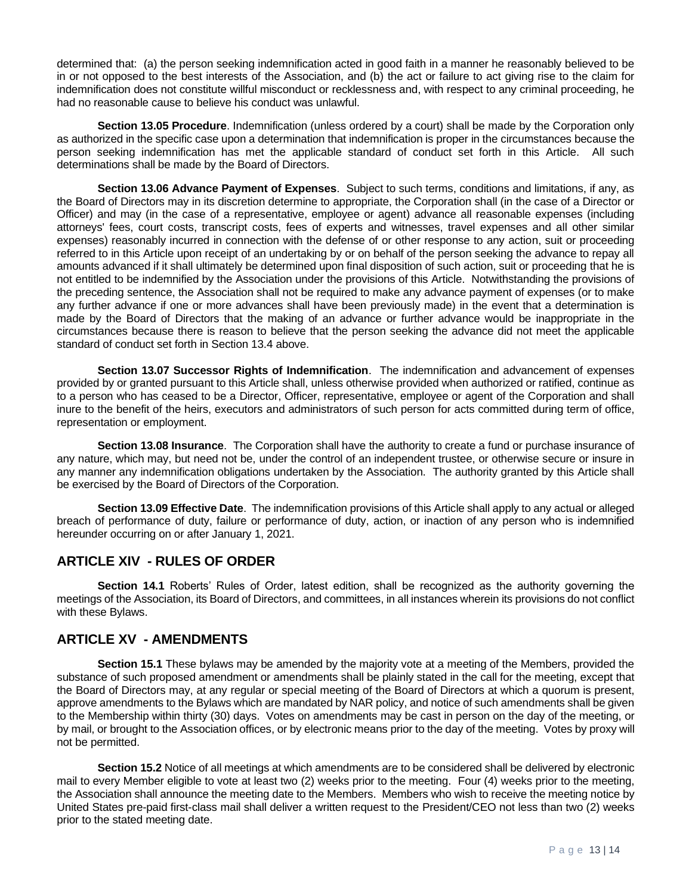determined that: (a) the person seeking indemnification acted in good faith in a manner he reasonably believed to be in or not opposed to the best interests of the Association, and (b) the act or failure to act giving rise to the claim for indemnification does not constitute willful misconduct or recklessness and, with respect to any criminal proceeding, he had no reasonable cause to believe his conduct was unlawful.

**Section 13.05 Procedure**. Indemnification (unless ordered by a court) shall be made by the Corporation only as authorized in the specific case upon a determination that indemnification is proper in the circumstances because the person seeking indemnification has met the applicable standard of conduct set forth in this Article. All such determinations shall be made by the Board of Directors.

**Section 13.06 Advance Payment of Expenses**. Subject to such terms, conditions and limitations, if any, as the Board of Directors may in its discretion determine to appropriate, the Corporation shall (in the case of a Director or Officer) and may (in the case of a representative, employee or agent) advance all reasonable expenses (including attorneys' fees, court costs, transcript costs, fees of experts and witnesses, travel expenses and all other similar expenses) reasonably incurred in connection with the defense of or other response to any action, suit or proceeding referred to in this Article upon receipt of an undertaking by or on behalf of the person seeking the advance to repay all amounts advanced if it shall ultimately be determined upon final disposition of such action, suit or proceeding that he is not entitled to be indemnified by the Association under the provisions of this Article. Notwithstanding the provisions of the preceding sentence, the Association shall not be required to make any advance payment of expenses (or to make any further advance if one or more advances shall have been previously made) in the event that a determination is made by the Board of Directors that the making of an advance or further advance would be inappropriate in the circumstances because there is reason to believe that the person seeking the advance did not meet the applicable standard of conduct set forth in Section 13.4 above.

**Section 13.07 Successor Rights of Indemnification**. The indemnification and advancement of expenses provided by or granted pursuant to this Article shall, unless otherwise provided when authorized or ratified, continue as to a person who has ceased to be a Director, Officer, representative, employee or agent of the Corporation and shall inure to the benefit of the heirs, executors and administrators of such person for acts committed during term of office, representation or employment.

**Section 13.08 Insurance**. The Corporation shall have the authority to create a fund or purchase insurance of any nature, which may, but need not be, under the control of an independent trustee, or otherwise secure or insure in any manner any indemnification obligations undertaken by the Association. The authority granted by this Article shall be exercised by the Board of Directors of the Corporation.

**Section 13.09 Effective Date**. The indemnification provisions of this Article shall apply to any actual or alleged breach of performance of duty, failure or performance of duty, action, or inaction of any person who is indemnified hereunder occurring on or after January 1, 2021.

## ARTICLE XIV - RULES OF ORDER

**Section 14.1** Roberts' Rules of Order, latest edition, shall be recognized as the authority governing the meetings of the Association, its Board of Directors, and committees, in all instances wherein its provisions do not conflict with these Bylaws.

## ARTICLE XV - AMENDMENTS

**Section 15.1** These bylaws may be amended by the majority vote at a meeting of the Members, provided the substance of such proposed amendment or amendments shall be plainly stated in the call for the meeting, except that the Board of Directors may, at any regular or special meeting of the Board of Directors at which a quorum is present, approve amendments to the Bylaws which are mandated by NAR policy, and notice of such amendments shall be given to the Membership within thirty (30) days. Votes on amendments may be cast in person on the day of the meeting, or by mail, or brought to the Association offices, or by electronic means prior to the day of the meeting. Votes by proxy will not be permitted.

**Section 15.2** Notice of all meetings at which amendments are to be considered shall be delivered by electronic mail to every Member eligible to vote at least two (2) weeks prior to the meeting. Four (4) weeks prior to the meeting, the Association shall announce the meeting date to the Members. Members who wish to receive the meeting notice by United States pre-paid first-class mail shall deliver a written request to the President/CEO not less than two (2) weeks prior to the stated meeting date.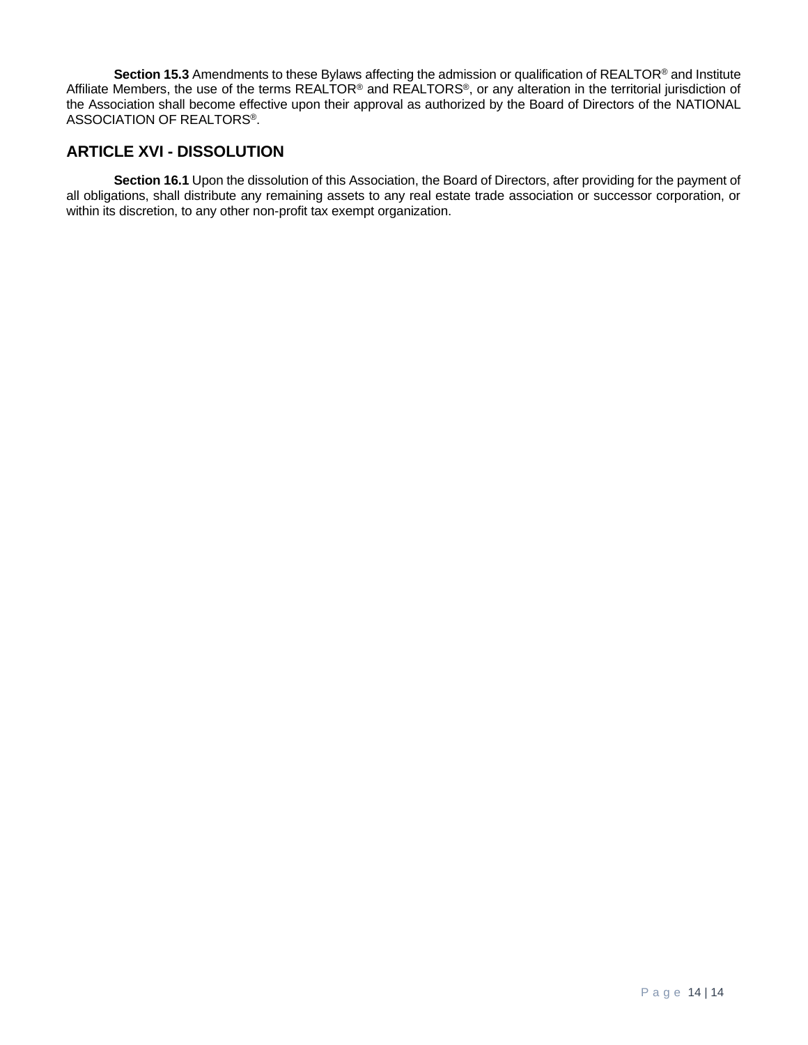**Section 15.3** Amendments to these Bylaws affecting the admission or qualification of REALTOR® and Institute Affiliate Members, the use of the terms REALTOR® and REALTORS®, or any alteration in the territorial jurisdiction of the Association shall become effective upon their approval as authorized by the Board of Directors of the NATIONAL ASSOCIATION OF REALTORS®.

## ARTICLE XVI - DISSOLUTION

**Section 16.1** Upon the dissolution of this Association, the Board of Directors, after providing for the payment of all obligations, shall distribute any remaining assets to any real estate trade association or successor corporation, or within its discretion, to any other non-profit tax exempt organization.